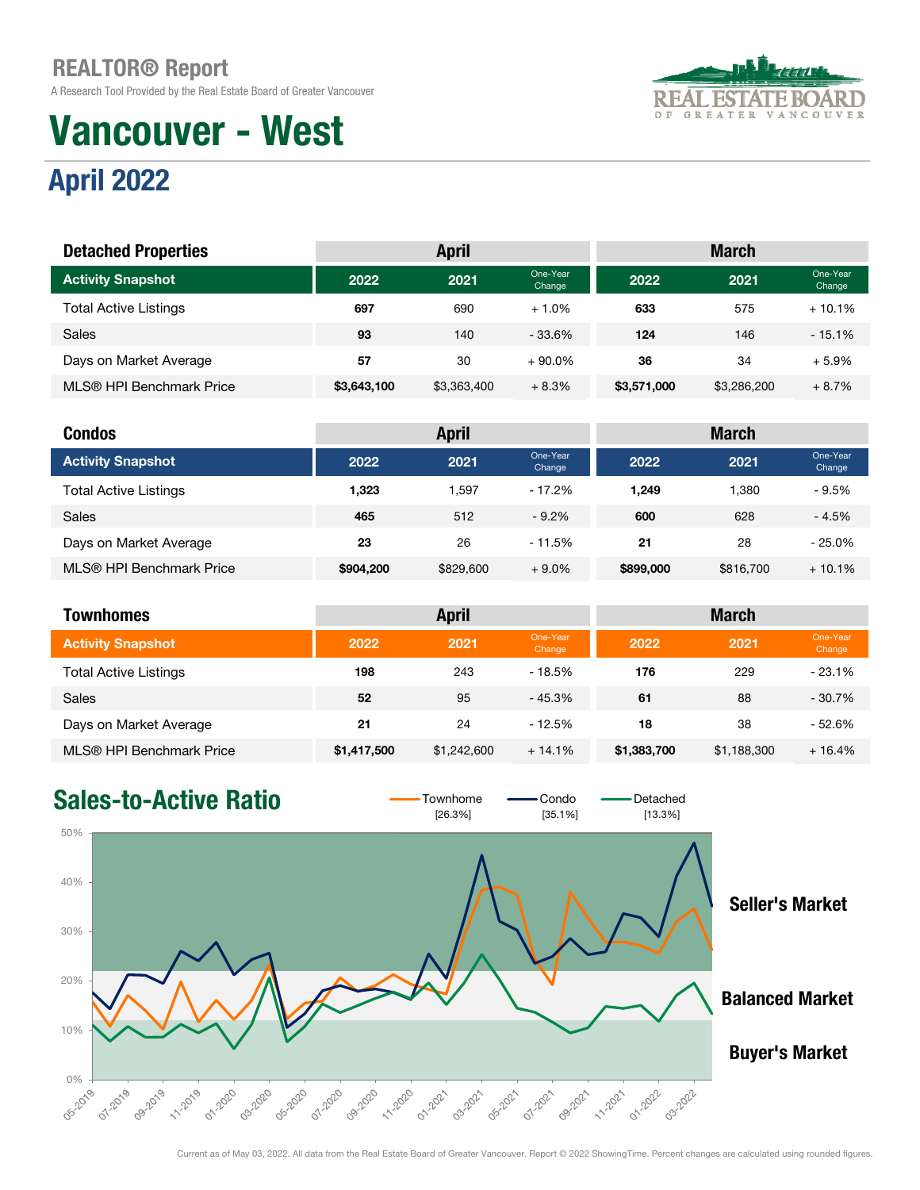# REALTOR® Report

A Research Tool Provided by the Real Estate Board of Greater Vancouver

# Vancouver - West

## April 2022

| Detached Properties | April | | | March | | |
|---|---|---|---|---|---|---|
| Activity Snapshot | 2022 | 2021 | One-Year Change | 2022 | 2021 | One-Year Change |
| Total Active Listings | 697 | 690 | + 1.0% | 633 | 575 | + 10.1% |
| Sales | 93 | 140 | - 33.6% | 124 | 146 | - 15.1% |
| Days on Market Average | 57 | 30 | + 90.0% | 36 | 34 | + 5.9% |
| MLS® HPI Benchmark Price | $3,643,100 | $3,363,400 | + 8.3% | $3,571,000 | $3,286,200 | + 8.7% |

| Condos | April | | | March | | |
|---|---|---|---|---|---|---|
| Activity Snapshot | 2022 | 2021 | One-Year Change | 2022 | 2021 | One-Year Change |
| Total Active Listings | 1,323 | 1,597 | - 17.2% | 1,249 | 1,380 | - 9.5% |
| Sales | 465 | 512 | - 9.2% | 600 | 628 | - 4.5% |
| Days on Market Average | 23 | 26 | - 11.5% | 21 | 28 | - 25.0% |
| MLS® HPI Benchmark Price | $904,200 | $829,600 | + 9.0% | $899,000 | $816,700 | + 10.1% |

| Townhomes | April | | | March | | |
|---|---|---|---|---|---|---|
| Activity Snapshot | 2022 | 2021 | One-Year Change | 2022 | 2021 | One-Year Change |
| Total Active Listings | 198 | 243 | - 18.5% | 176 | 229 | - 23.1% |
| Sales | 52 | 95 | - 45.3% | 61 | 88 | - 30.7% |
| Days on Market Average | 21 | 24 | - 12.5% | 18 | 38 | - 52.6% |
| MLS® HPI Benchmark Price | $1,417,500 | $1,242,600 | + 14.1% | $1,383,700 | $1,188,300 | + 16.4% |

## Sales-to-Active Ratio

Townhome [26.3%] | Condo [35.1%] | Detached [13.3%]

Seller's Market

Balanced Market

Buyer's Market

Current as of May 03, 2022. All data from the Real Estate Board of Greater Vancouver. Report © 2022 ShowingTime. Percent changes are calculated using rounded figures.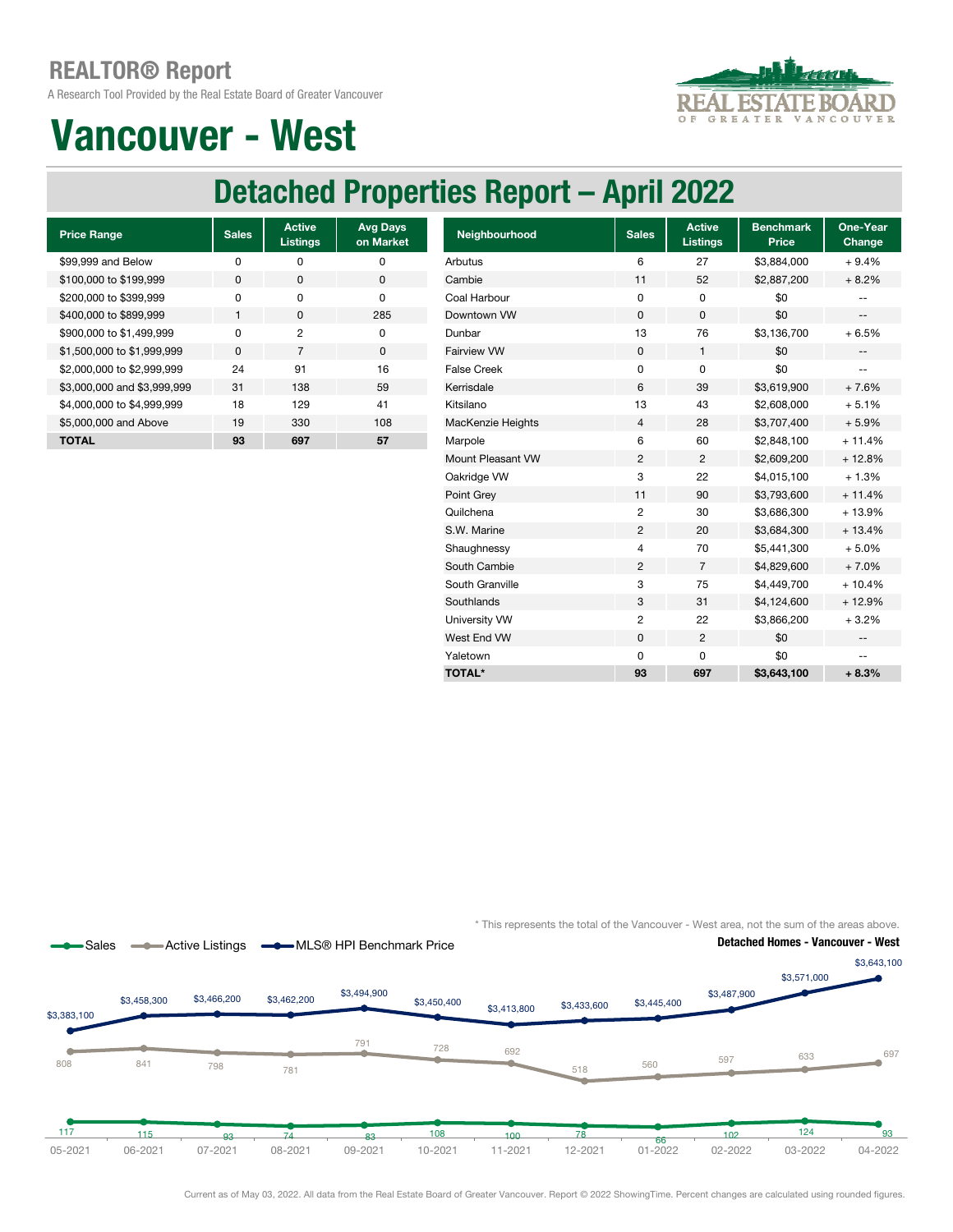# REALTOR® Report

A Research Tool Provided by the Real Estate Board of Greater Vancouver

# Vancouver - West

## Detached Properties Report – April 2022

| Price Range | Sales | Active Listings | Avg Days on Market |
|---|---|---|---|
| $99,999 and Below | 0 | 0 | 0 |
| $100,000 to $199,999 | 0 | 0 | 0 |
| $200,000 to $399,999 | 0 | 0 | 0 |
| $400,000 to $899,999 | 1 | 0 | 285 |
| $900,000 to $1,499,999 | 0 | 2 | 0 |
| $1,500,000 to $1,999,999 | 0 | 7 | 0 |
| $2,000,000 to $2,999,999 | 24 | 91 | 16 |
| $3,000,000 and $3,999,999 | 31 | 138 | 59 |
| $4,000,000 to $4,999,999 | 18 | 129 | 41 |
| $5,000,000 and Above | 19 | 330 | 108 |
| **TOTAL** | **93** | **697** | **57** |

| Neighbourhood | Sales | Active Listings | Benchmark Price | One-Year Change |
|---|---|---|---|---|
| Arbutus | 6 | 27 | $3,884,000 | + 9.4% |
| Cambie | 11 | 52 | $2,887,200 | + 8.2% |
| Coal Harbour | 0 | 0 | $0 | -- |
| Downtown VW | 0 | 0 | $0 | -- |
| Dunbar | 13 | 76 | $3,136,700 | + 6.5% |
| Fairview VW | 0 | 1 | $0 | -- |
| False Creek | 0 | 0 | $0 | -- |
| Kerrisdale | 6 | 39 | $3,619,900 | + 7.6% |
| Kitsilano | 13 | 43 | $2,608,000 | + 5.1% |
| MacKenzie Heights | 4 | 28 | $3,707,400 | + 5.9% |
| Marpole | 6 | 60 | $2,848,100 | + 11.4% |
| Mount Pleasant VW | 2 | 2 | $2,609,200 | + 12.8% |
| Oakridge VW | 3 | 22 | $4,015,100 | + 1.3% |
| Point Grey | 11 | 90 | $3,793,600 | + 11.4% |
| Quilchena | 2 | 30 | $3,686,300 | + 13.9% |
| S.W. Marine | 2 | 20 | $3,684,300 | + 13.4% |
| Shaughnessy | 4 | 70 | $5,441,300 | + 5.0% |
| South Cambie | 2 | 7 | $4,829,600 | + 7.0% |
| South Granville | 3 | 75 | $4,449,700 | + 10.4% |
| Southlands | 3 | 31 | $4,124,600 | + 12.9% |
| University VW | 2 | 22 | $3,866,200 | + 3.2% |
| West End VW | 0 | 2 | $0 | -- |
| Yaletown | 0 | 0 | $0 | -- |
| **TOTAL*** | **93** | **697** | **$3,643,100** | **+ 8.3%** |

\* This represents the total of the Vancouver - West area, not the sum of the areas above.

**Detached Homes - Vancouver - West**

| Month | Sales | Active Listings | MLS® HPI Benchmark Price |
|---|---|---|---|
| 05-2021 | 117 | 808 | $3,383,100 |
| 06-2021 | 115 | 841 | $3,458,300 |
| 07-2021 | 93 | 798 | $3,466,200 |
| 08-2021 | 74 | 781 | $3,462,200 |
| 09-2021 | 83 | 791 | $3,494,900 |
| 10-2021 | 108 | 728 | $3,450,400 |
| 11-2021 | 100 | 692 | $3,413,800 |
| 12-2021 | 78 | 518 | $3,433,600 |
| 01-2022 | 66 | 560 | $3,445,400 |
| 02-2022 | 102 | 597 | $3,487,900 |
| 03-2022 | 124 | 633 | $3,571,000 |
| 04-2022 | 93 | 697 | $3,643,100 |

Current as of May 03, 2022. All data from the Real Estate Board of Greater Vancouver. Report © 2022 ShowingTime. Percent changes are calculated using rounded figures.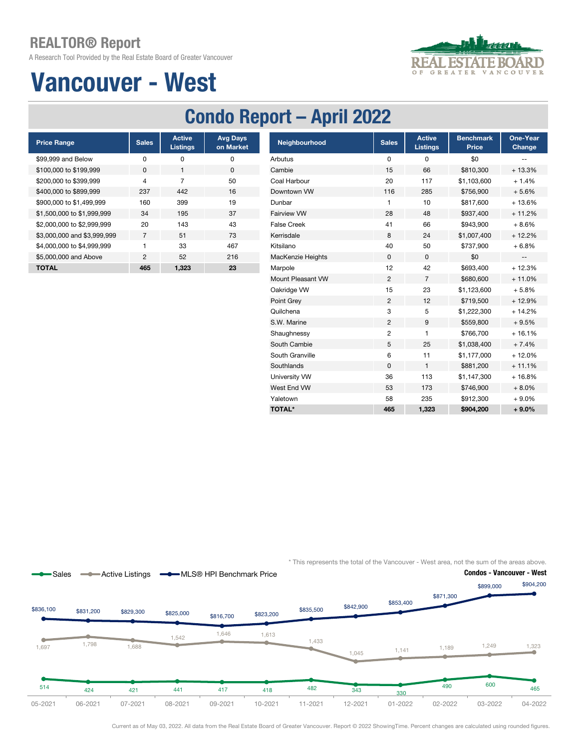# REALTOR® Report

A Research Tool Provided by the Real Estate Board of Greater Vancouver

# Vancouver - West

## Condo Report – April 2022

| Price Range | Sales | Active Listings | Avg Days on Market |
|---|---|---|---|
| $99,999 and Below | 0 | 0 | 0 |
| $100,000 to $199,999 | 0 | 1 | 0 |
| $200,000 to $399,999 | 4 | 7 | 50 |
| $400,000 to $899,999 | 237 | 442 | 16 |
| $900,000 to $1,499,999 | 160 | 399 | 19 |
| $1,500,000 to $1,999,999 | 34 | 195 | 37 |
| $2,000,000 to $2,999,999 | 20 | 143 | 43 |
| $3,000,000 and $3,999,999 | 7 | 51 | 73 |
| $4,000,000 to $4,999,999 | 1 | 33 | 467 |
| $5,000,000 and Above | 2 | 52 | 216 |
| **TOTAL** | **465** | **1,323** | **23** |

| Neighbourhood | Sales | Active Listings | Benchmark Price | One-Year Change |
|---|---|---|---|---|
| Arbutus | 0 | 0 | $0 | -- |
| Cambie | 15 | 66 | $810,300 | + 13.3% |
| Coal Harbour | 20 | 117 | $1,103,600 | + 1.4% |
| Downtown VW | 116 | 285 | $756,900 | + 5.6% |
| Dunbar | 1 | 10 | $817,600 | + 13.6% |
| Fairview VW | 28 | 48 | $937,400 | + 11.2% |
| False Creek | 41 | 66 | $943,900 | + 8.6% |
| Kerrisdale | 8 | 24 | $1,007,400 | + 12.2% |
| Kitsilano | 40 | 50 | $737,900 | + 6.8% |
| MacKenzie Heights | 0 | 0 | $0 | -- |
| Marpole | 12 | 42 | $693,400 | + 12.3% |
| Mount Pleasant VW | 2 | 7 | $680,600 | + 11.0% |
| Oakridge VW | 15 | 23 | $1,123,600 | + 5.8% |
| Point Grey | 2 | 12 | $719,500 | + 12.9% |
| Quilchena | 3 | 5 | $1,222,300 | + 14.2% |
| S.W. Marine | 2 | 9 | $559,800 | + 9.5% |
| Shaughnessy | 2 | 1 | $766,700 | + 16.1% |
| South Cambie | 5 | 25 | $1,038,400 | + 7.4% |
| South Granville | 6 | 11 | $1,177,000 | + 12.0% |
| Southlands | 0 | 1 | $881,200 | + 11.1% |
| University VW | 36 | 113 | $1,147,300 | + 16.8% |
| West End VW | 53 | 173 | $746,900 | + 8.0% |
| Yaletown | 58 | 235 | $912,300 | + 9.0% |
| **TOTAL*** | **465** | **1,323** | **$904,200** | **+ 9.0%** |

\* This represents the total of the Vancouver - West area, not the sum of the areas above.

**Condos - Vancouver - West**

| | 05-2021 | 06-2021 | 07-2021 | 08-2021 | 09-2021 | 10-2021 | 11-2021 | 12-2021 | 01-2022 | 02-2022 | 03-2022 | 04-2022 |
|---|---|---|---|---|---|---|---|---|---|---|---|---|
| Sales | 514 | 424 | 421 | 441 | 417 | 418 | 482 | 343 | 330 | 490 | 600 | 465 |
| Active Listings | 1,697 | 1,798 | 1,688 | 1,542 | 1,646 | 1,613 | 1,433 | 1,045 | 1,141 | 1,189 | 1,249 | 1,323 |
| MLS® HPI Benchmark Price | $836,100 | $831,200 | $829,300 | $825,000 | $816,700 | $823,200 | $835,500 | $842,900 | $853,400 | $871,300 | $899,000 | $904,200 |

Current as of May 03, 2022. All data from the Real Estate Board of Greater Vancouver. Report © 2022 ShowingTime. Percent changes are calculated using rounded figures.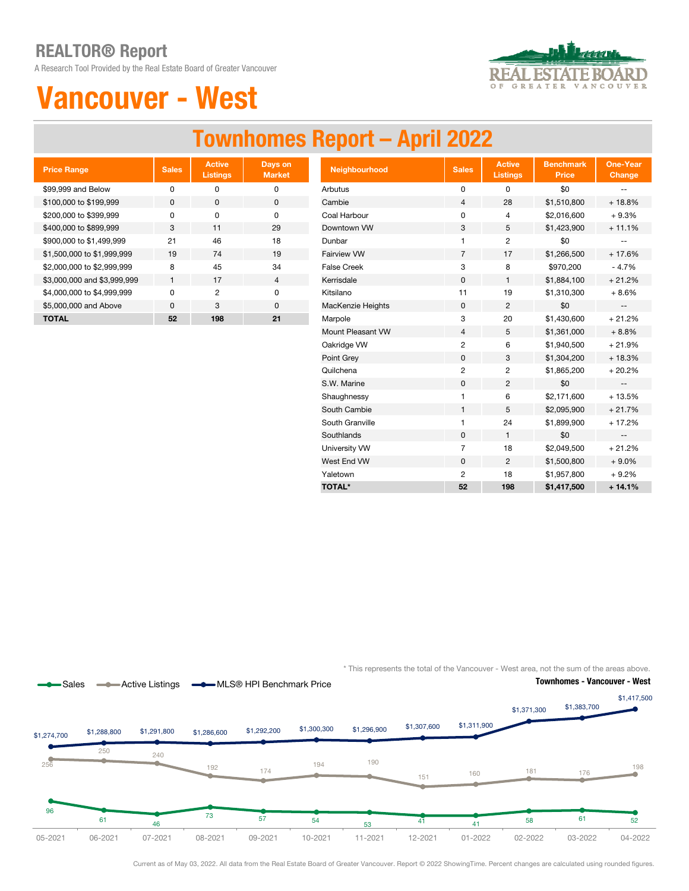# REALTOR® Report

A Research Tool Provided by the Real Estate Board of Greater Vancouver

# Vancouver - West

## Townhomes Report – April 2022

| Price Range | Sales | Active Listings | Days on Market |
|---|---|---|---|
| $99,999 and Below | 0 | 0 | 0 |
| $100,000 to $199,999 | 0 | 0 | 0 |
| $200,000 to $399,999 | 0 | 0 | 0 |
| $400,000 to $899,999 | 3 | 11 | 29 |
| $900,000 to $1,499,999 | 21 | 46 | 18 |
| $1,500,000 to $1,999,999 | 19 | 74 | 19 |
| $2,000,000 to $2,999,999 | 8 | 45 | 34 |
| $3,000,000 and $3,999,999 | 1 | 17 | 4 |
| $4,000,000 to $4,999,999 | 0 | 2 | 0 |
| $5,000,000 and Above | 0 | 3 | 0 |
| **TOTAL** | **52** | **198** | **21** |

| Neighbourhood | Sales | Active Listings | Benchmark Price | One-Year Change |
|---|---|---|---|---|
| Arbutus | 0 | 0 | $0 | -- |
| Cambie | 4 | 28 | $1,510,800 | + 18.8% |
| Coal Harbour | 0 | 4 | $2,016,600 | + 9.3% |
| Downtown VW | 3 | 5 | $1,423,900 | + 11.1% |
| Dunbar | 1 | 2 | $0 | -- |
| Fairview VW | 7 | 17 | $1,266,500 | + 17.6% |
| False Creek | 3 | 8 | $970,200 | - 4.7% |
| Kerrisdale | 0 | 1 | $1,884,100 | + 21.2% |
| Kitsilano | 11 | 19 | $1,310,300 | + 8.6% |
| MacKenzie Heights | 0 | 2 | $0 | -- |
| Marpole | 3 | 20 | $1,430,600 | + 21.2% |
| Mount Pleasant VW | 4 | 5 | $1,361,000 | + 8.8% |
| Oakridge VW | 2 | 6 | $1,940,500 | + 21.9% |
| Point Grey | 0 | 3 | $1,304,200 | + 18.3% |
| Quilchena | 2 | 2 | $1,865,200 | + 20.2% |
| S.W. Marine | 0 | 2 | $0 | -- |
| Shaughnessy | 1 | 6 | $2,171,600 | + 13.5% |
| South Cambie | 1 | 5 | $2,095,900 | + 21.7% |
| South Granville | 1 | 24 | $1,899,900 | + 17.2% |
| Southlands | 0 | 1 | $0 | -- |
| University VW | 7 | 18 | $2,049,500 | + 21.2% |
| West End VW | 0 | 2 | $1,500,800 | + 9.0% |
| Yaletown | 2 | 18 | $1,957,800 | + 9.2% |
| **TOTAL*** | **52** | **198** | **$1,417,500** | **+ 14.1%** |

\* This represents the total of the Vancouver - West area, not the sum of the areas above.

**Townhomes - Vancouver - West**

| Month | Sales | Active Listings | MLS® HPI Benchmark Price |
|---|---|---|---|
| 05-2021 | 96 | 256 | $1,274,700 |
| 06-2021 | 61 | 250 | $1,288,800 |
| 07-2021 | 46 | 240 | $1,291,800 |
| 08-2021 | 73 | 192 | $1,286,600 |
| 09-2021 | 57 | 174 | $1,292,200 |
| 10-2021 | 54 | 194 | $1,300,300 |
| 11-2021 | 53 | 190 | $1,296,900 |
| 12-2021 | 41 | 151 | $1,307,600 |
| 01-2022 | 41 | 160 | $1,311,900 |
| 02-2022 | 58 | 181 | $1,371,300 |
| 03-2022 | 61 | 176 | $1,383,700 |
| 04-2022 | 52 | 198 | $1,417,500 |

Current as of May 03, 2022. All data from the Real Estate Board of Greater Vancouver. Report © 2022 ShowingTime. Percent changes are calculated using rounded figures.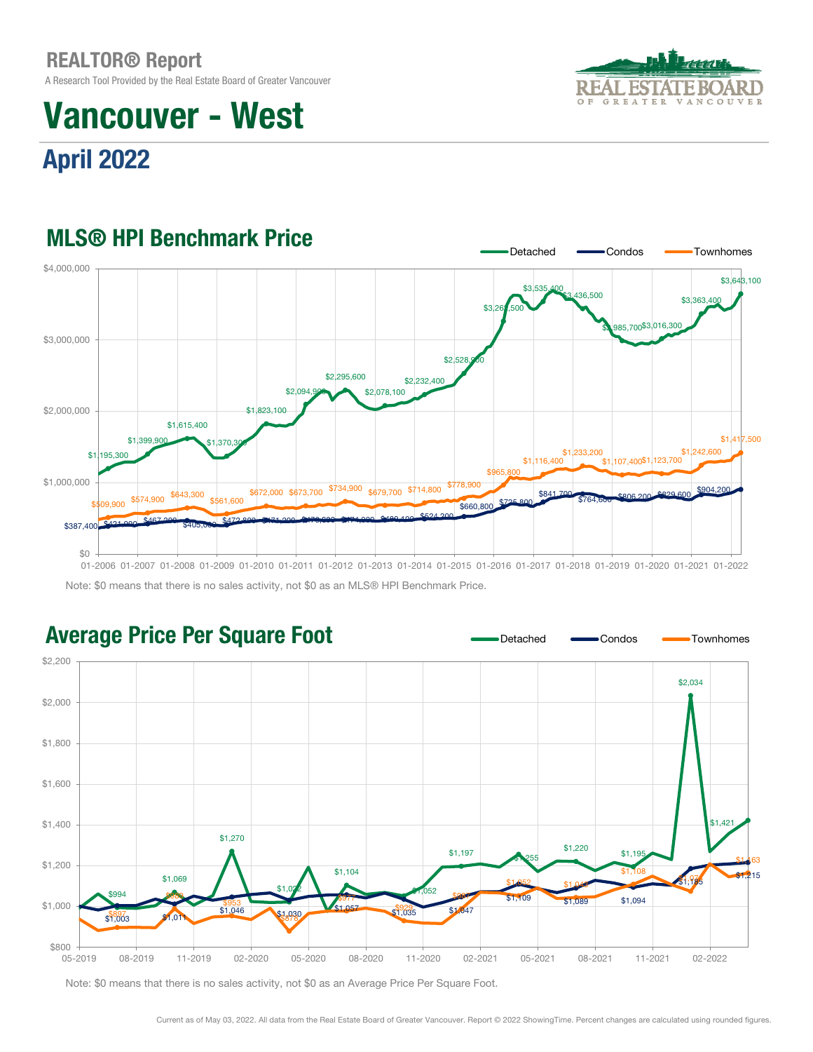## REALTOR® Report

A Research Tool Provided by the Real Estate Board of Greater Vancouver

REAL ESTATE BOARD OF GREATER VANCOUVER

# Vancouver - West

## April 2022

### MLS® HPI Benchmark Price

Detached Condos Townhomes

$4,000,000
$3,000,000
$2,000,000
$1,000,000
$0

01-2006 01-2007 01-2008 01-2009 01-2010 01-2011 01-2012 01-2013 01-2014 01-2015 01-2016 01-2017 01-2018 01-2019 01-2020 01-2021 01-2022

$1,195,300 $1,399,900 $1,615,400 $1,370,300 $1,823,100 $2,094,900 $2,295,600 $2,078,100 $2,232,400 $2,528,900 $3,261,500 $3,535,400 $3,436,500 $2,985,700 $3,016,300 $3,363,400 $3,643,100

$509,900 $574,900 $643,300 $561,600 $672,000 $673,700 $734,900 $679,700 $714,800 $778,900 $965,800 $1,116,400 $1,233,200 $1,107,400 $1,123,700 $1,242,600 $1,417,500

$387,400 $421,900 $467,200 $405,600 $472,800 $471,200 $478,000 $474,900 $489,100 $524,200 $660,800 $725,800 $841,700 $764,600 $806,200 $829,600 $904,200

Note: $0 means that there is no sales activity, not $0 as an MLS® HPI Benchmark Price.

### Average Price Per Square Foot

Detached Condos Townhomes

$2,200
$2,000
$1,800
$1,600
$1,400
$1,200
$1,000
$800

05-2019 08-2019 11-2019 02-2020 05-2020 08-2020 11-2020 02-2021 05-2021 08-2021 11-2021 02-2022

$994 $1,069 $1,270 $1,022 $1,104 $1,052 $1,197 $1,255 $1,220 $1,195 $2,034 $1,421

$897 $980 $953 $876 $977 $929 $987 $1,052 $1,040 $1,108 $1,076 $1,163

$1,003 $1,011 $1,046 $1,030 $1,057 $1,035 $1,047 $1,109 $1,089 $1,094 $1,185 $1,215

Note: $0 means that there is no sales activity, not $0 as an Average Price Per Square Foot.

Current as of May 03, 2022. All data from the Real Estate Board of Greater Vancouver. Report © 2022 ShowingTime. Percent changes are calculated using rounded figures.